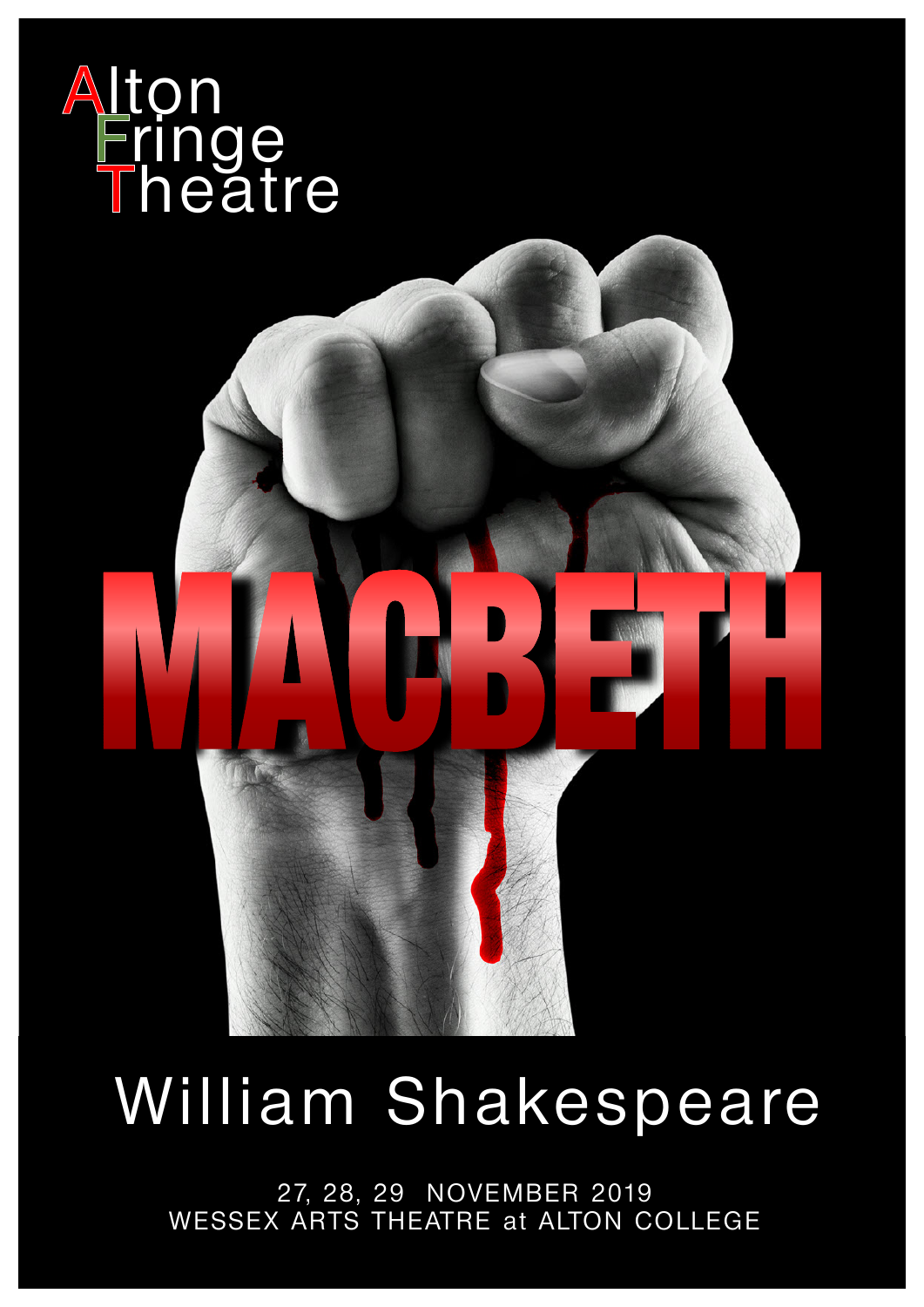Alton
Fringe
Theatre

# MACBETH

## William Shakespeare

27, 28, 29 NOVEMBER 2019
WESSEX ARTS THEATRE at ALTON COLLEGE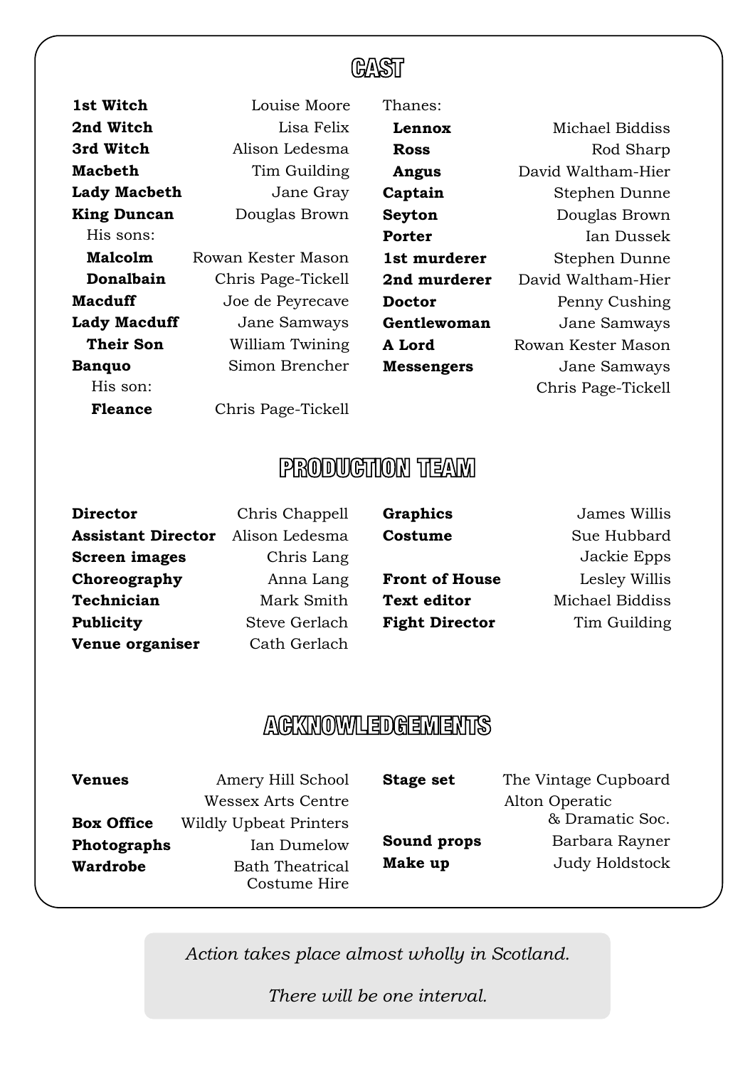## CAST

| | |
|---|---|
| **1st Witch** | Louise Moore |
| **2nd Witch** | Lisa Felix |
| **3rd Witch** | Alison Ledesma |
| **Macbeth** | Tim Guilding |
| **Lady Macbeth** | Jane Gray |
| **King Duncan** | Douglas Brown |
| His sons: | |
| **Malcolm** | Rowan Kester Mason |
| **Donalbain** | Chris Page-Tickell |
| **Macduff** | Joe de Peyrecave |
| **Lady Macduff** | Jane Samways |
| **Their Son** | William Twining |
| **Banquo** | Simon Brencher |
| His son: | |
| **Fleance** | Chris Page-Tickell |
| Thanes: | |
| **Lennox** | Michael Biddiss |
| **Ross** | Rod Sharp |
| **Angus** | David Waltham-Hier |
| **Captain** | Stephen Dunne |
| **Seyton** | Douglas Brown |
| **Porter** | Ian Dussek |
| **1st murderer** | Stephen Dunne |
| **2nd murderer** | David Waltham-Hier |
| **Doctor** | Penny Cushing |
| **Gentlewoman** | Jane Samways |
| **A Lord** | Rowan Kester Mason |
| **Messengers** | Jane Samways, Chris Page-Tickell |

## PRODUCTION TEAM

| | |
|---|---|
| **Director** | Chris Chappell |
| **Assistant Director** | Alison Ledesma |
| **Screen images** | Chris Lang |
| **Choreography** | Anna Lang |
| **Technician** | Mark Smith |
| **Publicity** | Steve Gerlach |
| **Venue organiser** | Cath Gerlach |
| **Graphics** | James Willis |
| **Costume** | Sue Hubbard, Jackie Epps |
| **Front of House** | Lesley Willis |
| **Text editor** | Michael Biddiss |
| **Fight Director** | Tim Guilding |

## ACKNOWLEDGEMENTS

| | |
|---|---|
| **Venues** | Amery Hill School, Wessex Arts Centre |
| **Box Office** | Wildly Upbeat Printers |
| **Photographs** | Ian Dumelow |
| **Wardrobe** | Bath Theatrical Costume Hire |
| **Stage set** | The Vintage Cupboard, Alton Operatic & Dramatic Soc. |
| **Sound props** | Barbara Rayner |
| **Make up** | Judy Holdstock |

*Action takes place almost wholly in Scotland.*

*There will be one interval.*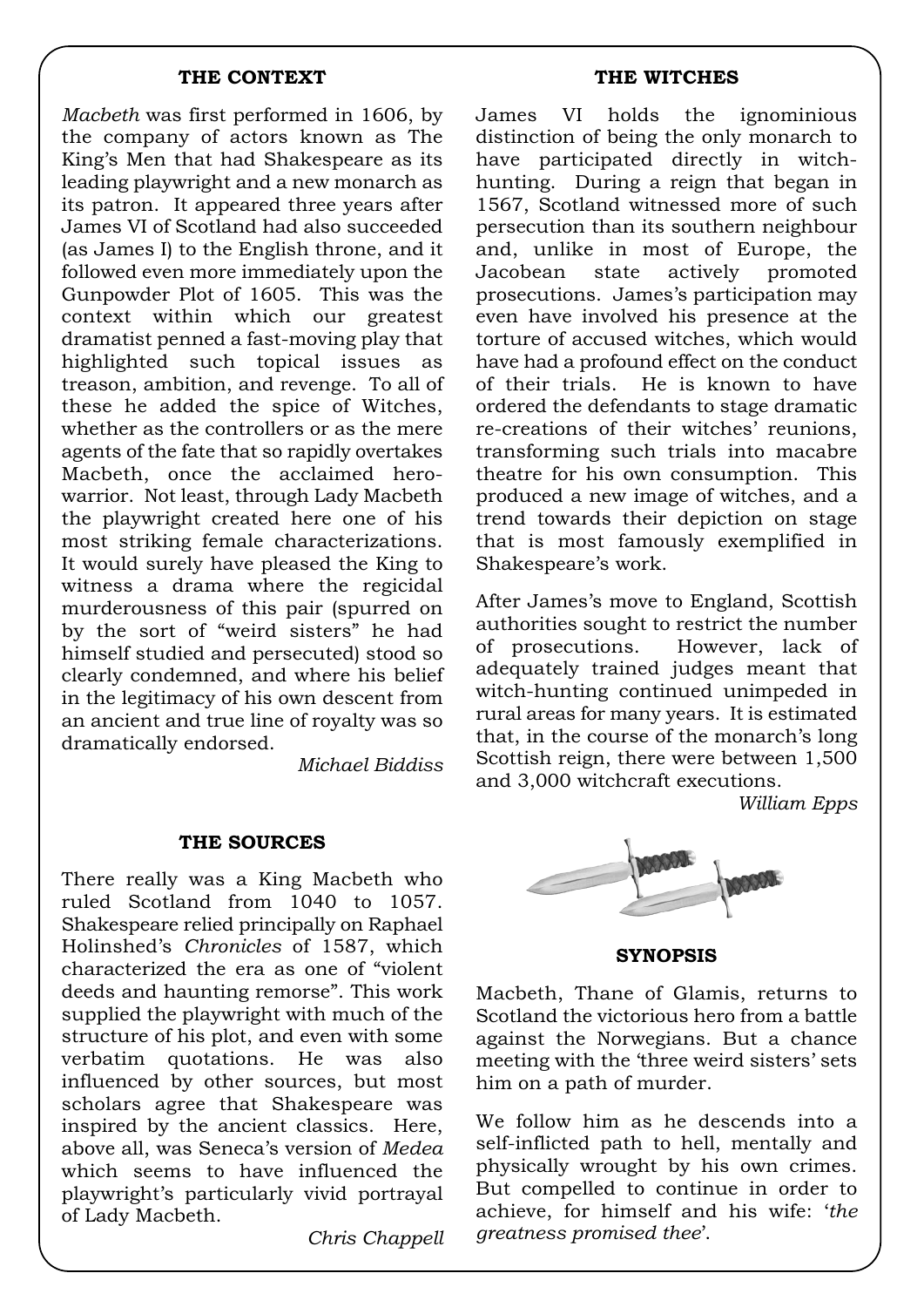## THE CONTEXT

*Macbeth* was first performed in 1606, by the company of actors known as The King's Men that had Shakespeare as its leading playwright and a new monarch as its patron. It appeared three years after James VI of Scotland had also succeeded (as James I) to the English throne, and it followed even more immediately upon the Gunpowder Plot of 1605. This was the context within which our greatest dramatist penned a fast-moving play that highlighted such topical issues as treason, ambition, and revenge. To all of these he added the spice of Witches, whether as the controllers or as the mere agents of the fate that so rapidly overtakes Macbeth, once the acclaimed hero-warrior. Not least, through Lady Macbeth the playwright created here one of his most striking female characterizations. It would surely have pleased the King to witness a drama where the regicidal murderousness of this pair (spurred on by the sort of "weird sisters" he had himself studied and persecuted) stood so clearly condemned, and where his belief in the legitimacy of his own descent from an ancient and true line of royalty was so dramatically endorsed.

*Michael Biddiss*

## THE SOURCES

There really was a King Macbeth who ruled Scotland from 1040 to 1057. Shakespeare relied principally on Raphael Holinshed's *Chronicles* of 1587, which characterized the era as one of "violent deeds and haunting remorse". This work supplied the playwright with much of the structure of his plot, and even with some verbatim quotations. He was also influenced by other sources, but most scholars agree that Shakespeare was inspired by the ancient classics. Here, above all, was Seneca's version of *Medea* which seems to have influenced the playwright's particularly vivid portrayal of Lady Macbeth.

*Chris Chappell*

## THE WITCHES

James VI holds the ignominious distinction of being the only monarch to have participated directly in witch-hunting. During a reign that began in 1567, Scotland witnessed more of such persecution than its southern neighbour and, unlike in most of Europe, the Jacobean state actively promoted prosecutions. James's participation may even have involved his presence at the torture of accused witches, which would have had a profound effect on the conduct of their trials. He is known to have ordered the defendants to stage dramatic re-creations of their witches' reunions, transforming such trials into macabre theatre for his own consumption. This produced a new image of witches, and a trend towards their depiction on stage that is most famously exemplified in Shakespeare's work.

After James's move to England, Scottish authorities sought to restrict the number of prosecutions. However, lack of adequately trained judges meant that witch-hunting continued unimpeded in rural areas for many years. It is estimated that, in the course of the monarch's long Scottish reign, there were between 1,500 and 3,000 witchcraft executions.

*William Epps*

## SYNOPSIS

Macbeth, Thane of Glamis, returns to Scotland the victorious hero from a battle against the Norwegians. But a chance meeting with the 'three weird sisters' sets him on a path of murder.

We follow him as he descends into a self-inflicted path to hell, mentally and physically wrought by his own crimes. But compelled to continue in order to achieve, for himself and his wife: '*the greatness promised thee*'.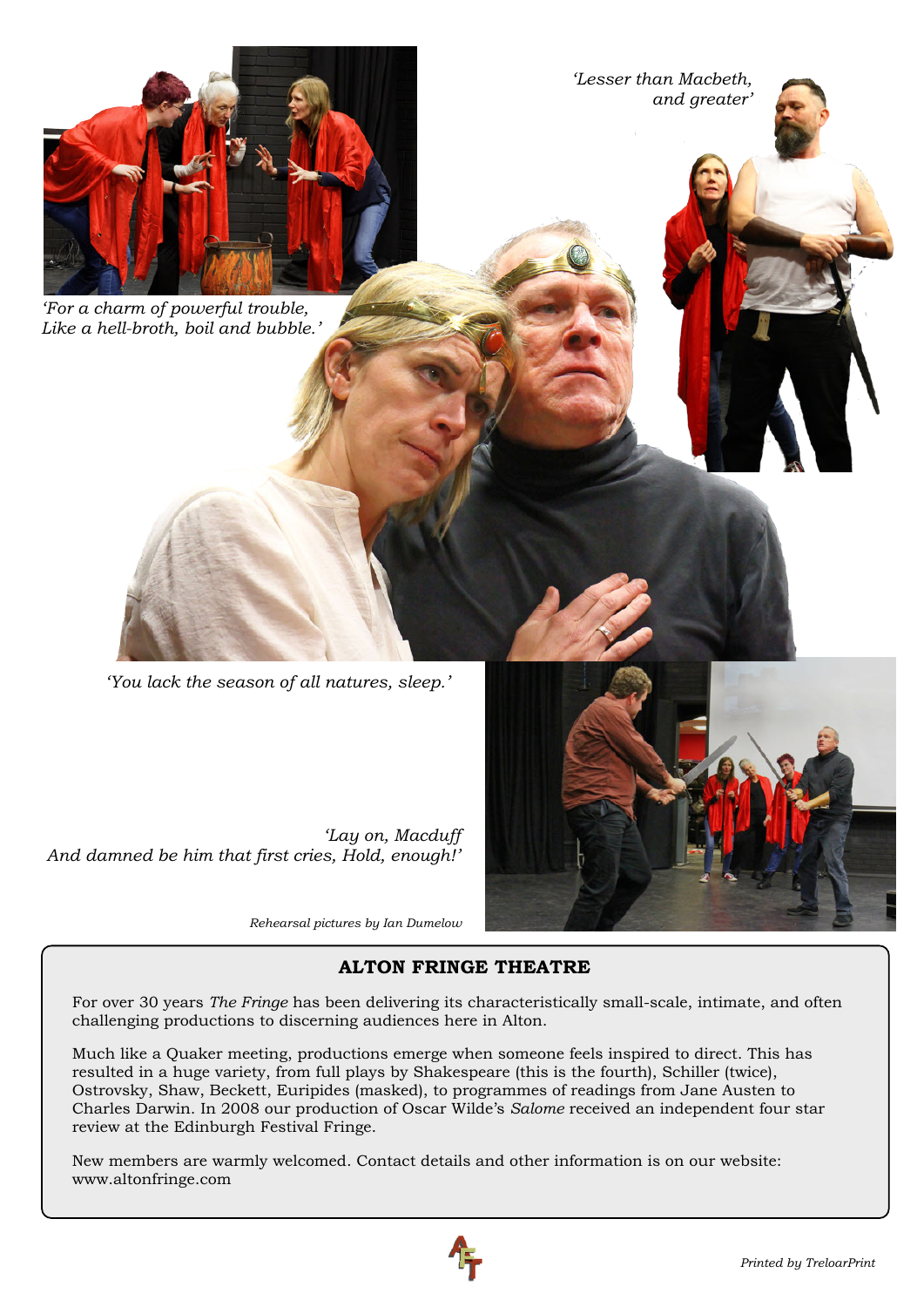*'For a charm of powerful trouble,*
*Like a hell-broth, boil and bubble.'*

*'Lesser than Macbeth,*
*and greater'*

*'You lack the season of all natures, sleep.'*

*'Lay on, Macduff*
*And damned be him that first cries, Hold, enough!'*

*Rehearsal pictures by Ian Dumelow*

**ALTON FRINGE THEATRE**

For over 30 years *The Fringe* has been delivering its characteristically small-scale, intimate, and often challenging productions to discerning audiences here in Alton.

Much like a Quaker meeting, productions emerge when someone feels inspired to direct. This has resulted in a huge variety, from full plays by Shakespeare (this is the fourth), Schiller (twice), Ostrovsky, Shaw, Beckett, Euripides (masked), to programmes of readings from Jane Austen to Charles Darwin. In 2008 our production of Oscar Wilde's *Salome* received an independent four star review at the Edinburgh Festival Fringe.

New members are warmly welcomed. Contact details and other information is on our website: www.altonfringe.com

*Printed by TreloarPrint*